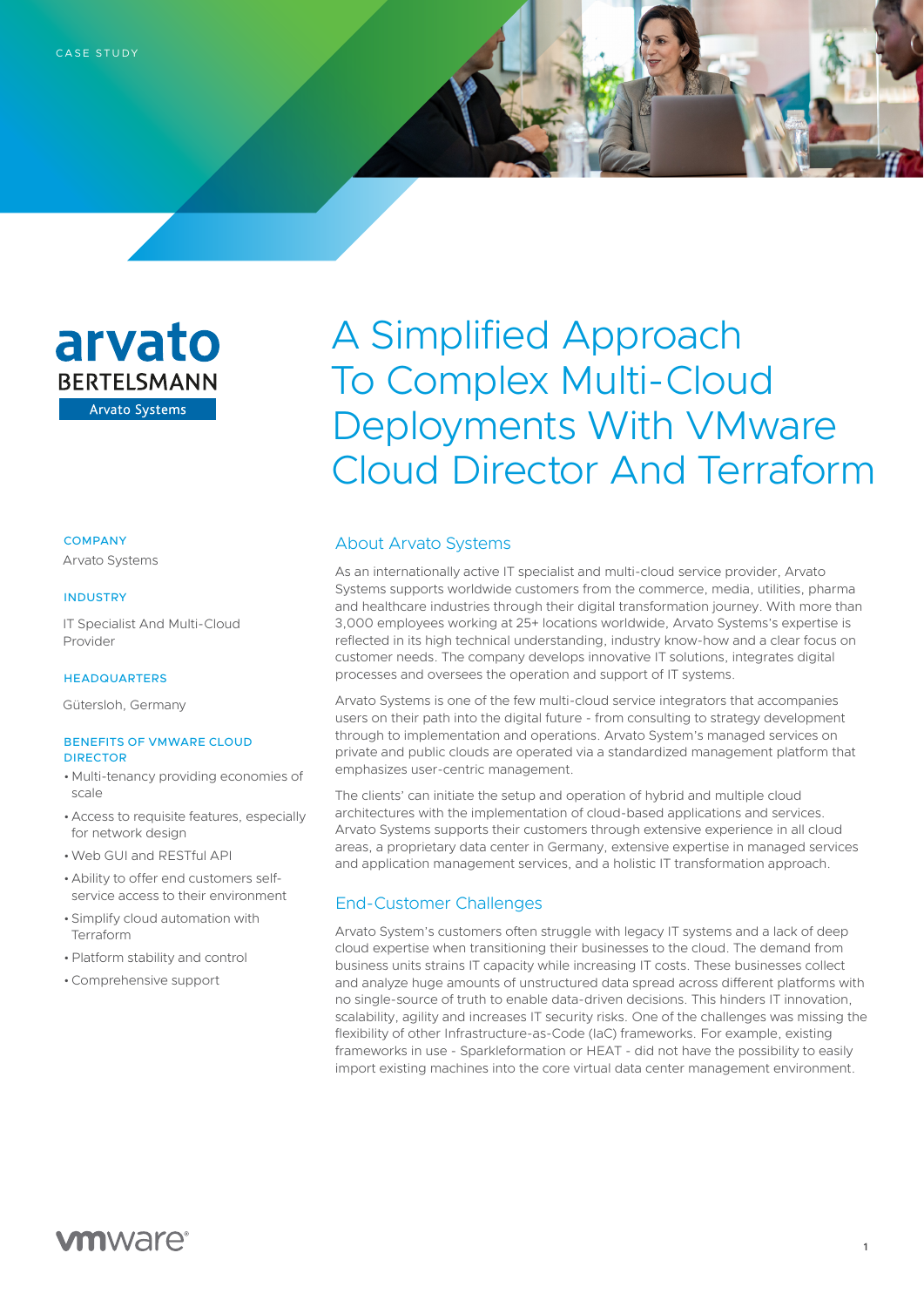CASE STUDY

# A Simplified Approach To Complex Multi-Cloud Deployments With VMware Cloud Director And Terraform

**COMPANY**

Arvato Systems

**INDUSTRY**

IT Specialist And Multi-Cloud Provider

**HEADQUARTERS**

Gütersloh, Germany

**BENEFITS OF VMWARE CLOUD DIRECTOR**

- Multi-tenancy providing economies of scale
- Access to requisite features, especially for network design
- Web GUI and RESTful API
- Ability to offer end customers self-service access to their environment
- Simplify cloud automation with Terraform
- Platform stability and control
- Comprehensive support

## About Arvato Systems

As an internationally active IT specialist and multi-cloud service provider, Arvato Systems supports worldwide customers from the commerce, media, utilities, pharma and healthcare industries through their digital transformation journey. With more than 3,000 employees working at 25+ locations worldwide, Arvato Systems's expertise is reflected in its high technical understanding, industry know-how and a clear focus on customer needs. The company develops innovative IT solutions, integrates digital processes and oversees the operation and support of IT systems.

Arvato Systems is one of the few multi-cloud service integrators that accompanies users on their path into the digital future - from consulting to strategy development through to implementation and operations. Arvato System's managed services on private and public clouds are operated via a standardized management platform that emphasizes user-centric management.

The clients' can initiate the setup and operation of hybrid and multiple cloud architectures with the implementation of cloud-based applications and services. Arvato Systems supports their customers through extensive experience in all cloud areas, a proprietary data center in Germany, extensive expertise in managed services and application management services, and a holistic IT transformation approach.

## End-Customer Challenges

Arvato System's customers often struggle with legacy IT systems and a lack of deep cloud expertise when transitioning their businesses to the cloud. The demand from business units strains IT capacity while increasing IT costs. These businesses collect and analyze huge amounts of unstructured data spread across different platforms with no single-source of truth to enable data-driven decisions. This hinders IT innovation, scalability, agility and increases IT security risks. One of the challenges was missing the flexibility of other Infrastructure-as-Code (IaC) frameworks. For example, existing frameworks in use - Sparkleformation or HEAT - did not have the possibility to easily import existing machines into the core virtual data center management environment.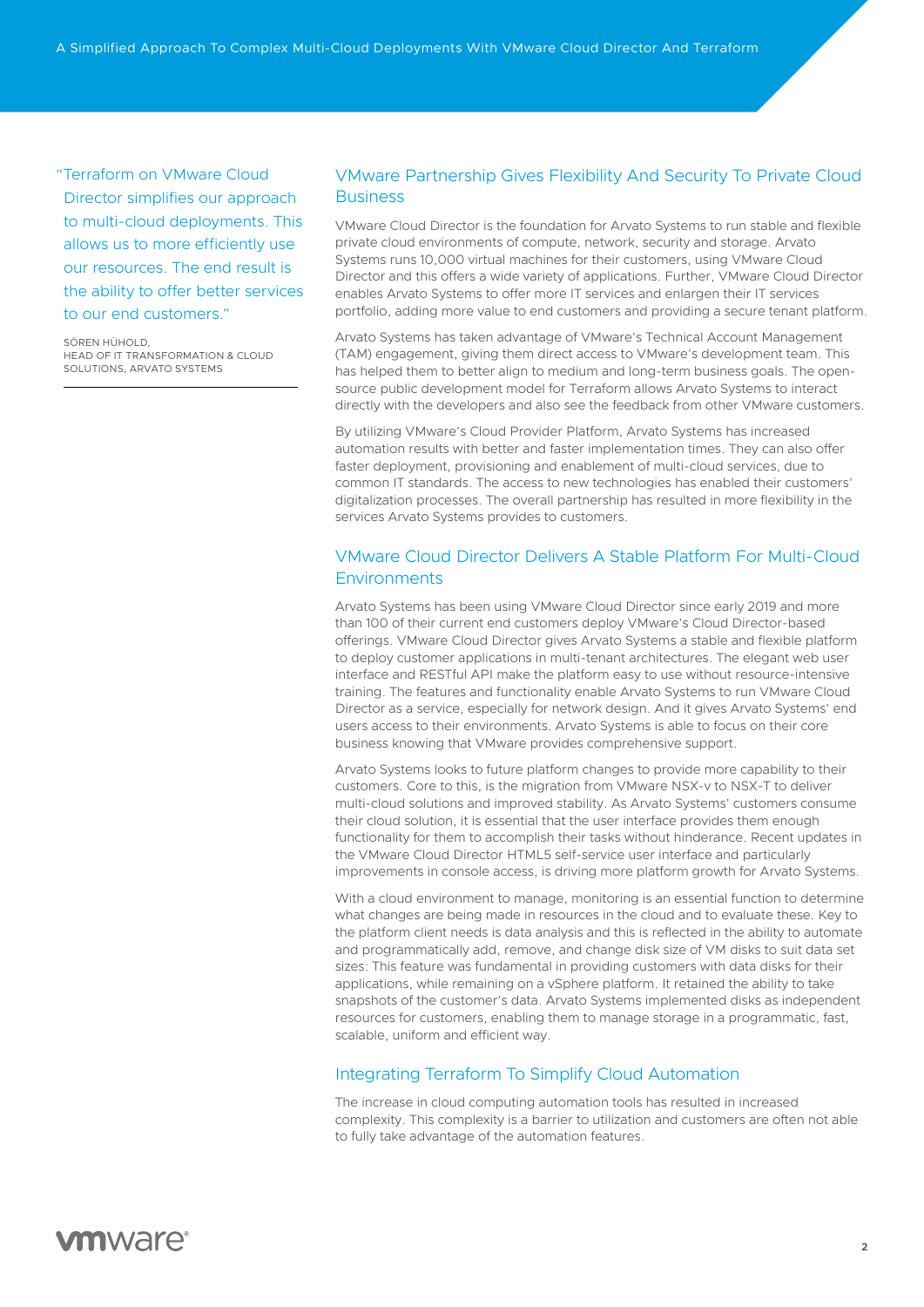> "Terraform on VMware Cloud Director simplifies our approach to multi-cloud deployments. This allows us to more efficiently use our resources. The end result is the ability to offer better services to our end customers."
>
> SÖREN HÜHOLD,
> HEAD OF IT TRANSFORMATION & CLOUD SOLUTIONS, ARVATO SYSTEMS

## VMware Partnership Gives Flexibility And Security To Private Cloud Business

VMware Cloud Director is the foundation for Arvato Systems to run stable and flexible private cloud environments of compute, network, security and storage. Arvato Systems runs 10,000 virtual machines for their customers, using VMware Cloud Director and this offers a wide variety of applications. Further, VMware Cloud Director enables Arvato Systems to offer more IT services and enlargen their IT services portfolio, adding more value to end customers and providing a secure tenant platform.

Arvato Systems has taken advantage of VMware's Technical Account Management (TAM) engagement, giving them direct access to VMware's development team. This has helped them to better align to medium and long-term business goals. The open-source public development model for Terraform allows Arvato Systems to interact directly with the developers and also see the feedback from other VMware customers.

By utilizing VMware's Cloud Provider Platform, Arvato Systems has increased automation results with better and faster implementation times. They can also offer faster deployment, provisioning and enablement of multi-cloud services, due to common IT standards. The access to new technologies has enabled their customers' digitalization processes. The overall partnership has resulted in more flexibility in the services Arvato Systems provides to customers.

## VMware Cloud Director Delivers A Stable Platform For Multi-Cloud Environments

Arvato Systems has been using VMware Cloud Director since early 2019 and more than 100 of their current end customers deploy VMware's Cloud Director-based offerings. VMware Cloud Director gives Arvato Systems a stable and flexible platform to deploy customer applications in multi-tenant architectures. The elegant web user interface and RESTful API make the platform easy to use without resource-intensive training. The features and functionality enable Arvato Systems to run VMware Cloud Director as a service, especially for network design. And it gives Arvato Systems' end users access to their environments. Arvato Systems is able to focus on their core business knowing that VMware provides comprehensive support.

Arvato Systems looks to future platform changes to provide more capability to their customers. Core to this, is the migration from VMware NSX-v to NSX-T to deliver multi-cloud solutions and improved stability. As Arvato Systems' customers consume their cloud solution, it is essential that the user interface provides them enough functionality for them to accomplish their tasks without hinderance. Recent updates in the VMware Cloud Director HTML5 self-service user interface and particularly improvements in console access, is driving more platform growth for Arvato Systems.

With a cloud environment to manage, monitoring is an essential function to determine what changes are being made in resources in the cloud and to evaluate these. Key to the platform client needs is data analysis and this is reflected in the ability to automate and programmatically add, remove, and change disk size of VM disks to suit data set sizes: This feature was fundamental in providing customers with data disks for their applications, while remaining on a vSphere platform. It retained the ability to take snapshots of the customer's data. Arvato Systems implemented disks as independent resources for customers, enabling them to manage storage in a programmatic, fast, scalable, uniform and efficient way.

## Integrating Terraform To Simplify Cloud Automation

The increase in cloud computing automation tools has resulted in increased complexity. This complexity is a barrier to utilization and customers are often not able to fully take advantage of the automation features.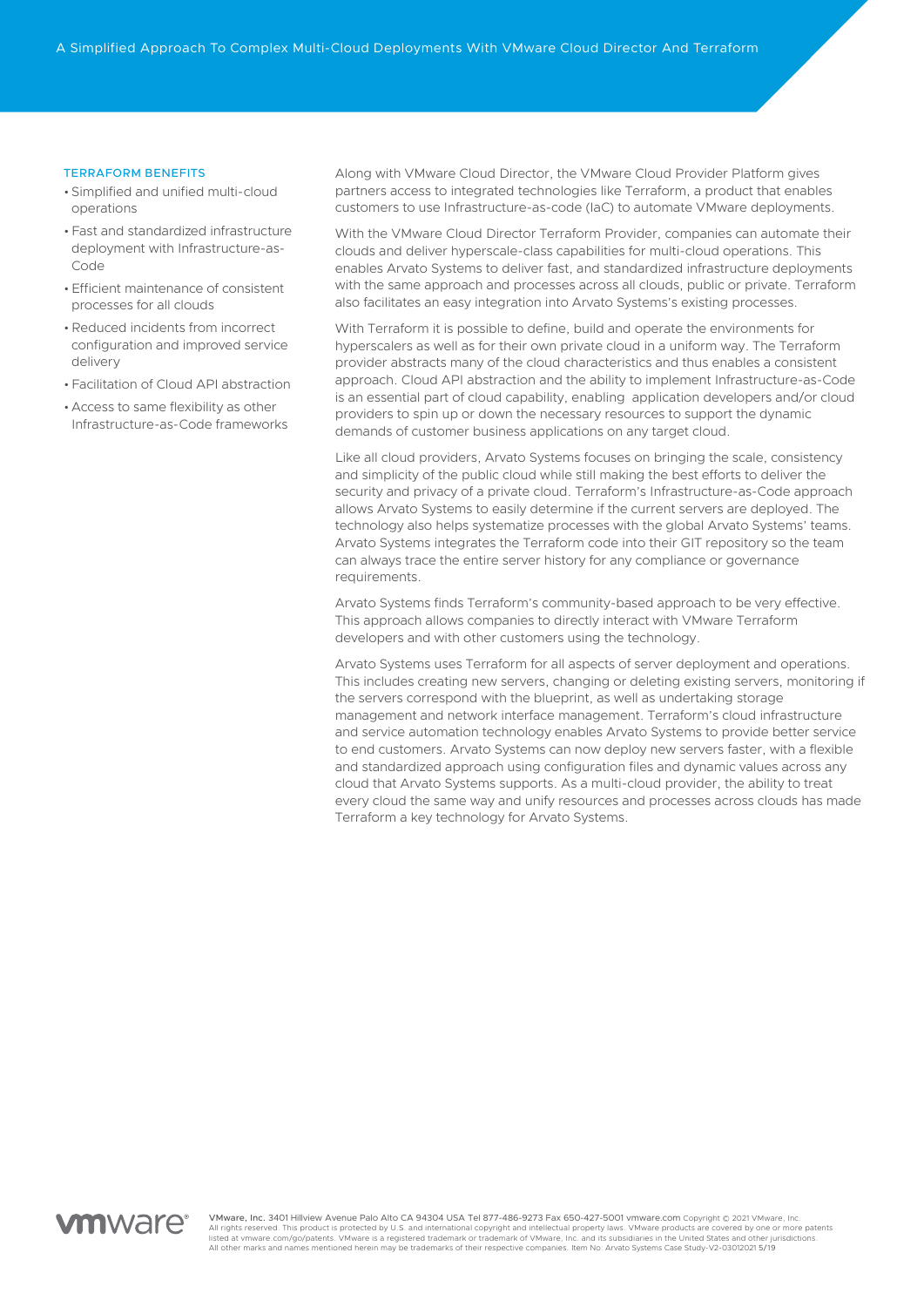### TERRAFORM BENEFITS

- Simplified and unified multi-cloud operations
- Fast and standardized infrastructure deployment with Infrastructure-as-Code
- Efficient maintenance of consistent processes for all clouds
- Reduced incidents from incorrect configuration and improved service delivery
- Facilitation of Cloud API abstraction
- Access to same flexibility as other Infrastructure-as-Code frameworks

Along with VMware Cloud Director, the VMware Cloud Provider Platform gives partners access to integrated technologies like Terraform, a product that enables customers to use Infrastructure-as-code (IaC) to automate VMware deployments.

With the VMware Cloud Director Terraform Provider, companies can automate their clouds and deliver hyperscale-class capabilities for multi-cloud operations. This enables Arvato Systems to deliver fast, and standardized infrastructure deployments with the same approach and processes across all clouds, public or private. Terraform also facilitates an easy integration into Arvato Systems's existing processes.

With Terraform it is possible to define, build and operate the environments for hyperscalers as well as for their own private cloud in a uniform way. The Terraform provider abstracts many of the cloud characteristics and thus enables a consistent approach. Cloud API abstraction and the ability to implement Infrastructure-as-Code is an essential part of cloud capability, enabling application developers and/or cloud providers to spin up or down the necessary resources to support the dynamic demands of customer business applications on any target cloud.

Like all cloud providers, Arvato Systems focuses on bringing the scale, consistency and simplicity of the public cloud while still making the best efforts to deliver the security and privacy of a private cloud. Terraform's Infrastructure-as-Code approach allows Arvato Systems to easily determine if the current servers are deployed. The technology also helps systematize processes with the global Arvato Systems' teams. Arvato Systems integrates the Terraform code into their GIT repository so the team can always trace the entire server history for any compliance or governance requirements.

Arvato Systems finds Terraform's community-based approach to be very effective. This approach allows companies to directly interact with VMware Terraform developers and with other customers using the technology.

Arvato Systems uses Terraform for all aspects of server deployment and operations. This includes creating new servers, changing or deleting existing servers, monitoring if the servers correspond with the blueprint, as well as undertaking storage management and network interface management. Terraform's cloud infrastructure and service automation technology enables Arvato Systems to provide better service to end customers. Arvato Systems can now deploy new servers faster, with a flexible and standardized approach using configuration files and dynamic values across any cloud that Arvato Systems supports. As a multi-cloud provider, the ability to treat every cloud the same way and unify resources and processes across clouds has made Terraform a key technology for Arvato Systems.

vmware®

VMware, Inc. 3401 Hillview Avenue Palo Alto CA 94304 USA Tel 877-486-9273 Fax 650-427-5001 vmware.com Copyright © 2021 VMware, Inc. All rights reserved. This product is protected by U.S. and international copyright and intellectual property laws. VMware products are covered by one or more patents listed at vmware.com/go/patents. VMware is a registered trademark or trademark of VMware, Inc. and its subsidiaries in the United States and other jurisdictions. All other marks and names mentioned herein may be trademarks of their respective companies. Item No: Arvato Systems Case Study-V2-03012021 5/19